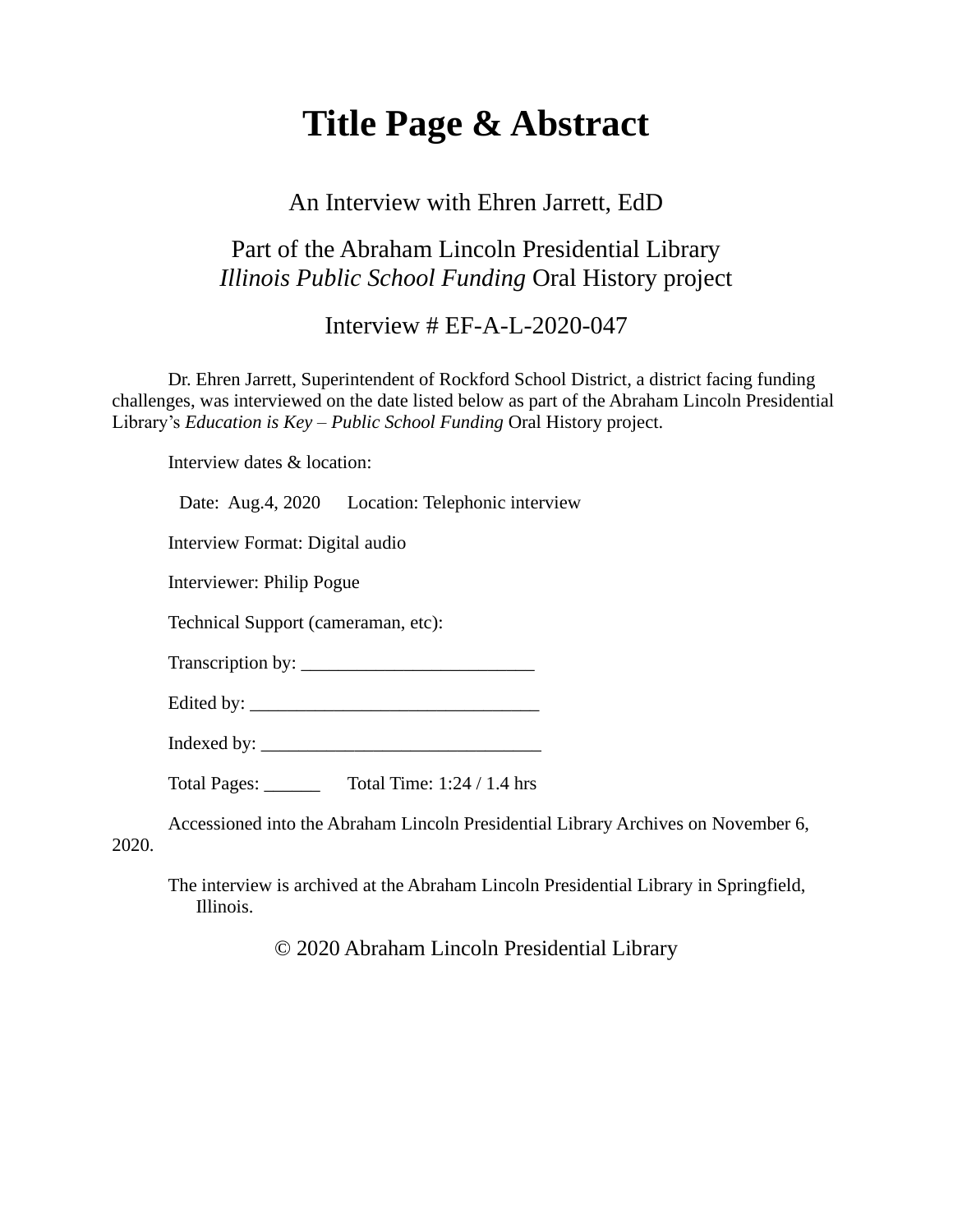# Title Page & Abstract

An Interview with Ehren Jarrett, EdD

Part of the Abraham Lincoln Presidential Library
*Illinois Public School Funding* Oral History project

Interview # EF-A-L-2020-047

Dr. Ehren Jarrett, Superintendent of Rockford School District, a district facing funding challenges, was interviewed on the date listed below as part of the Abraham Lincoln Presidential Library's *Education is Key – Public School Funding* Oral History project.

Interview dates & location:

Date: Aug.4, 2020    Location: Telephonic interview

Interview Format: Digital audio

Interviewer: Philip Pogue

Technical Support (cameraman, etc):

Transcription by: _________________________

Edited by: _______________________________

Indexed by: ______________________________

Total Pages: ______    Total Time: 1:24 / 1.4 hrs

Accessioned into the Abraham Lincoln Presidential Library Archives on November 6, 2020.

The interview is archived at the Abraham Lincoln Presidential Library in Springfield, Illinois.

© 2020 Abraham Lincoln Presidential Library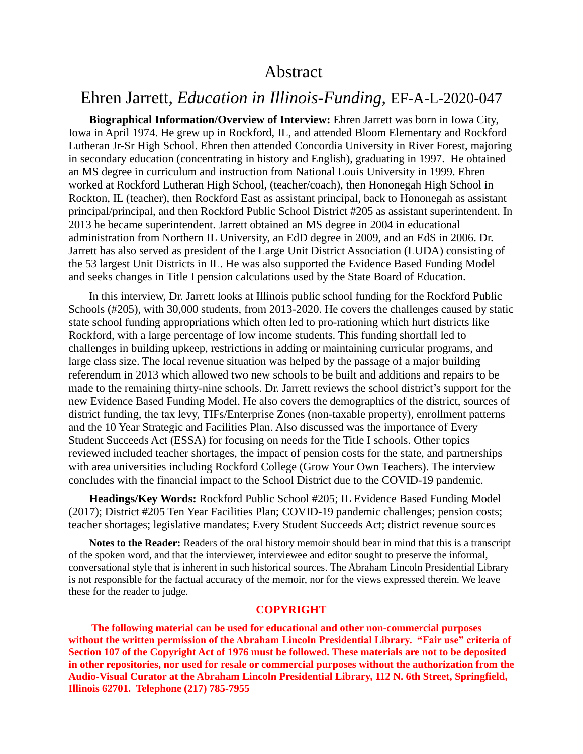# Abstract

## Ehren Jarrett, *Education in Illinois-Funding*, EF-A-L-2020-047

**Biographical Information/Overview of Interview:** Ehren Jarrett was born in Iowa City, Iowa in April 1974. He grew up in Rockford, IL, and attended Bloom Elementary and Rockford Lutheran Jr-Sr High School. Ehren then attended Concordia University in River Forest, majoring in secondary education (concentrating in history and English), graduating in 1997. He obtained an MS degree in curriculum and instruction from National Louis University in 1999. Ehren worked at Rockford Lutheran High School, (teacher/coach), then Hononegah High School in Rockton, IL (teacher), then Rockford East as assistant principal, back to Hononegah as assistant principal/principal, and then Rockford Public School District #205 as assistant superintendent. In 2013 he became superintendent. Jarrett obtained an MS degree in 2004 in educational administration from Northern IL University, an EdD degree in 2009, and an EdS in 2006. Dr. Jarrett has also served as president of the Large Unit District Association (LUDA) consisting of the 53 largest Unit Districts in IL. He was also supported the Evidence Based Funding Model and seeks changes in Title I pension calculations used by the State Board of Education.

In this interview, Dr. Jarrett looks at Illinois public school funding for the Rockford Public Schools (#205), with 30,000 students, from 2013-2020. He covers the challenges caused by static state school funding appropriations which often led to pro-rationing which hurt districts like Rockford, with a large percentage of low income students. This funding shortfall led to challenges in building upkeep, restrictions in adding or maintaining curricular programs, and large class size. The local revenue situation was helped by the passage of a major building referendum in 2013 which allowed two new schools to be built and additions and repairs to be made to the remaining thirty-nine schools. Dr. Jarrett reviews the school district's support for the new Evidence Based Funding Model. He also covers the demographics of the district, sources of district funding, the tax levy, TIFs/Enterprise Zones (non-taxable property), enrollment patterns and the 10 Year Strategic and Facilities Plan. Also discussed was the importance of Every Student Succeeds Act (ESSA) for focusing on needs for the Title I schools. Other topics reviewed included teacher shortages, the impact of pension costs for the state, and partnerships with area universities including Rockford College (Grow Your Own Teachers). The interview concludes with the financial impact to the School District due to the COVID-19 pandemic.

**Headings/Key Words:** Rockford Public School #205; IL Evidence Based Funding Model (2017); District #205 Ten Year Facilities Plan; COVID-19 pandemic challenges; pension costs; teacher shortages; legislative mandates; Every Student Succeeds Act; district revenue sources

**Notes to the Reader:** Readers of the oral history memoir should bear in mind that this is a transcript of the spoken word, and that the interviewer, interviewee and editor sought to preserve the informal, conversational style that is inherent in such historical sources. The Abraham Lincoln Presidential Library is not responsible for the factual accuracy of the memoir, nor for the views expressed therein. We leave these for the reader to judge.

**COPYRIGHT**

**The following material can be used for educational and other non-commercial purposes without the written permission of the Abraham Lincoln Presidential Library. "Fair use" criteria of Section 107 of the Copyright Act of 1976 must be followed. These materials are not to be deposited in other repositories, nor used for resale or commercial purposes without the authorization from the Audio-Visual Curator at the Abraham Lincoln Presidential Library, 112 N. 6th Street, Springfield, Illinois 62701. Telephone (217) 785-7955**